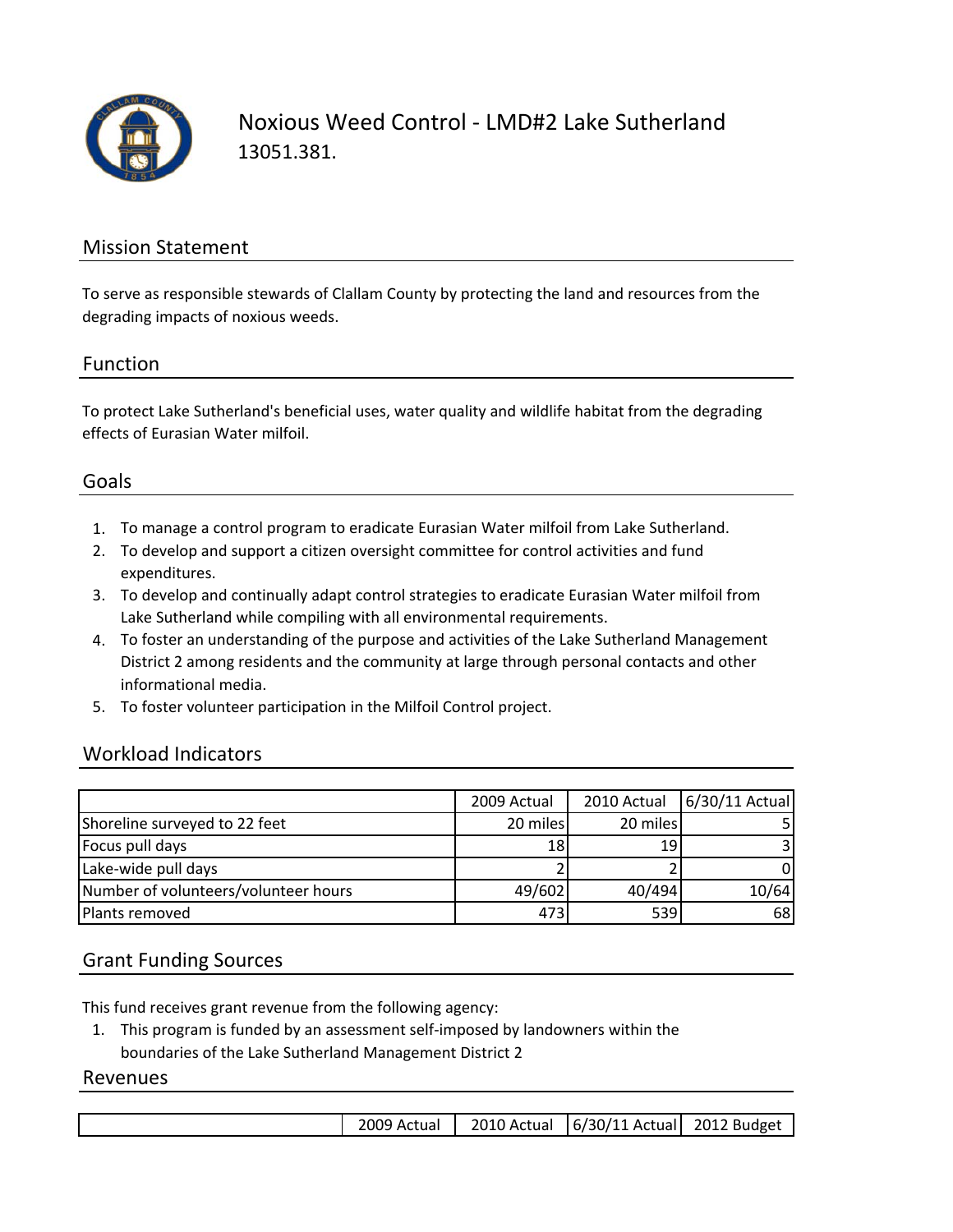# Noxious Weed Control - LMD#2 Lake Sutherland

13051.381.

## Mission Statement

To serve as responsible stewards of Clallam County by protecting the land and resources from the degrading impacts of noxious weeds.

## Function

To protect Lake Sutherland's beneficial uses, water quality and wildlife habitat from the degrading effects of Eurasian Water milfoil.

## Goals

1. To manage a control program to eradicate Eurasian Water milfoil from Lake Sutherland.
2. To develop and support a citizen oversight committee for control activities and fund expenditures.
3. To develop and continually adapt control strategies to eradicate Eurasian Water milfoil from Lake Sutherland while compiling with all environmental requirements.
4. To foster an understanding of the purpose and activities of the Lake Sutherland Management District 2 among residents and the community at large through personal contacts and other informational media.
5. To foster volunteer participation in the Milfoil Control project.

## Workload Indicators

| | 2009 Actual | 2010 Actual | 6/30/11 Actual |
|---|---|---|---|
| Shoreline surveyed to 22 feet | 20 miles | 20 miles | 5 |
| Focus pull days | 18 | 19 | 3 |
| Lake-wide pull days | 2 | 2 | 0 |
| Number of volunteers/volunteer hours | 49/602 | 40/494 | 10/64 |
| Plants removed | 473 | 539 | 68 |

## Grant Funding Sources

This fund receives grant revenue from the following agency:

1. This program is funded by an assessment self-imposed by landowners within the boundaries of the Lake Sutherland Management District 2

## Revenues

| | 2009 Actual | 2010 Actual | 6/30/11 Actual | 2012 Budget |
|---|---|---|---|---|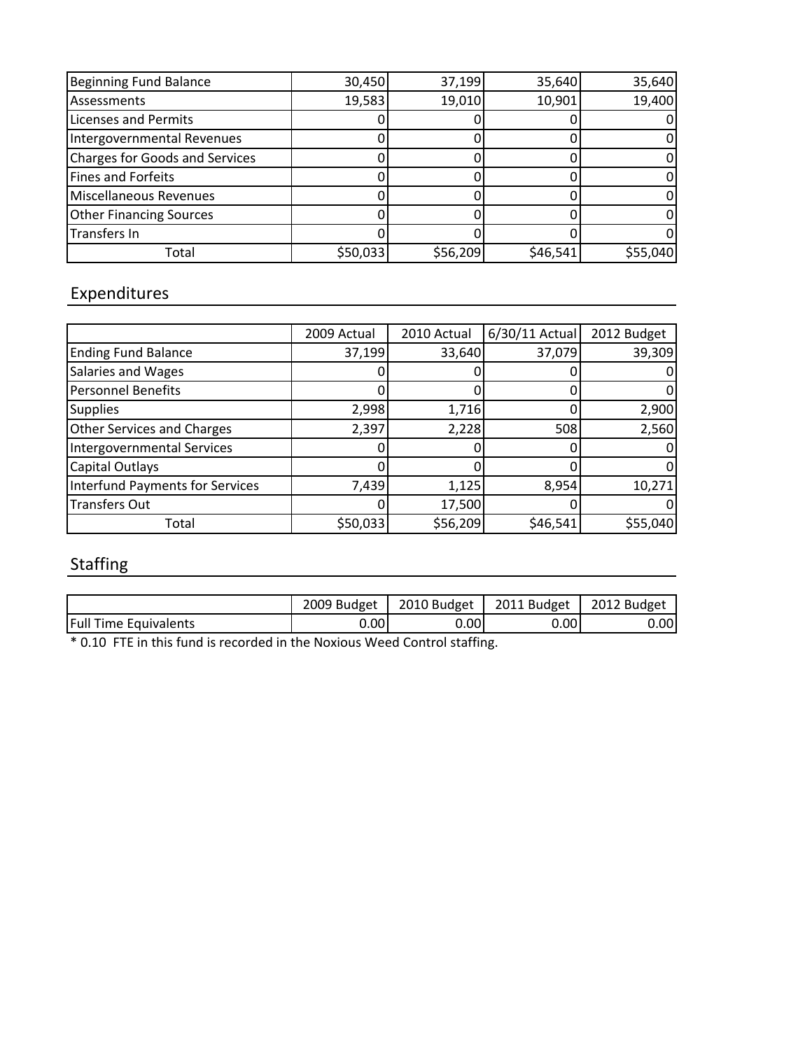| | | | | |
|---|---|---|---|---|
| Beginning Fund Balance | 30,450 | 37,199 | 35,640 | 35,640 |
| Assessments | 19,583 | 19,010 | 10,901 | 19,400 |
| Licenses and Permits | 0 | 0 | 0 | 0 |
| Intergovernmental Revenues | 0 | 0 | 0 | 0 |
| Charges for Goods and Services | 0 | 0 | 0 | 0 |
| Fines and Forfeits | 0 | 0 | 0 | 0 |
| Miscellaneous Revenues | 0 | 0 | 0 | 0 |
| Other Financing Sources | 0 | 0 | 0 | 0 |
| Transfers In | 0 | 0 | 0 | 0 |
| Total | $50,033 | $56,209 | $46,541 | $55,040 |

## Expenditures

| | 2009 Actual | 2010 Actual | 6/30/11 Actual | 2012 Budget |
|---|---|---|---|---|
| Ending Fund Balance | 37,199 | 33,640 | 37,079 | 39,309 |
| Salaries and Wages | 0 | 0 | 0 | 0 |
| Personnel Benefits | 0 | 0 | 0 | 0 |
| Supplies | 2,998 | 1,716 | 0 | 2,900 |
| Other Services and Charges | 2,397 | 2,228 | 508 | 2,560 |
| Intergovernmental Services | 0 | 0 | 0 | 0 |
| Capital Outlays | 0 | 0 | 0 | 0 |
| Interfund Payments for Services | 7,439 | 1,125 | 8,954 | 10,271 |
| Transfers Out | 0 | 17,500 | 0 | 0 |
| Total | $50,033 | $56,209 | $46,541 | $55,040 |

## Staffing

| | 2009 Budget | 2010 Budget | 2011 Budget | 2012 Budget |
|---|---|---|---|---|
| Full Time Equivalents | 0.00 | 0.00 | 0.00 | 0.00 |

* 0.10 FTE in this fund is recorded in the Noxious Weed Control staffing.